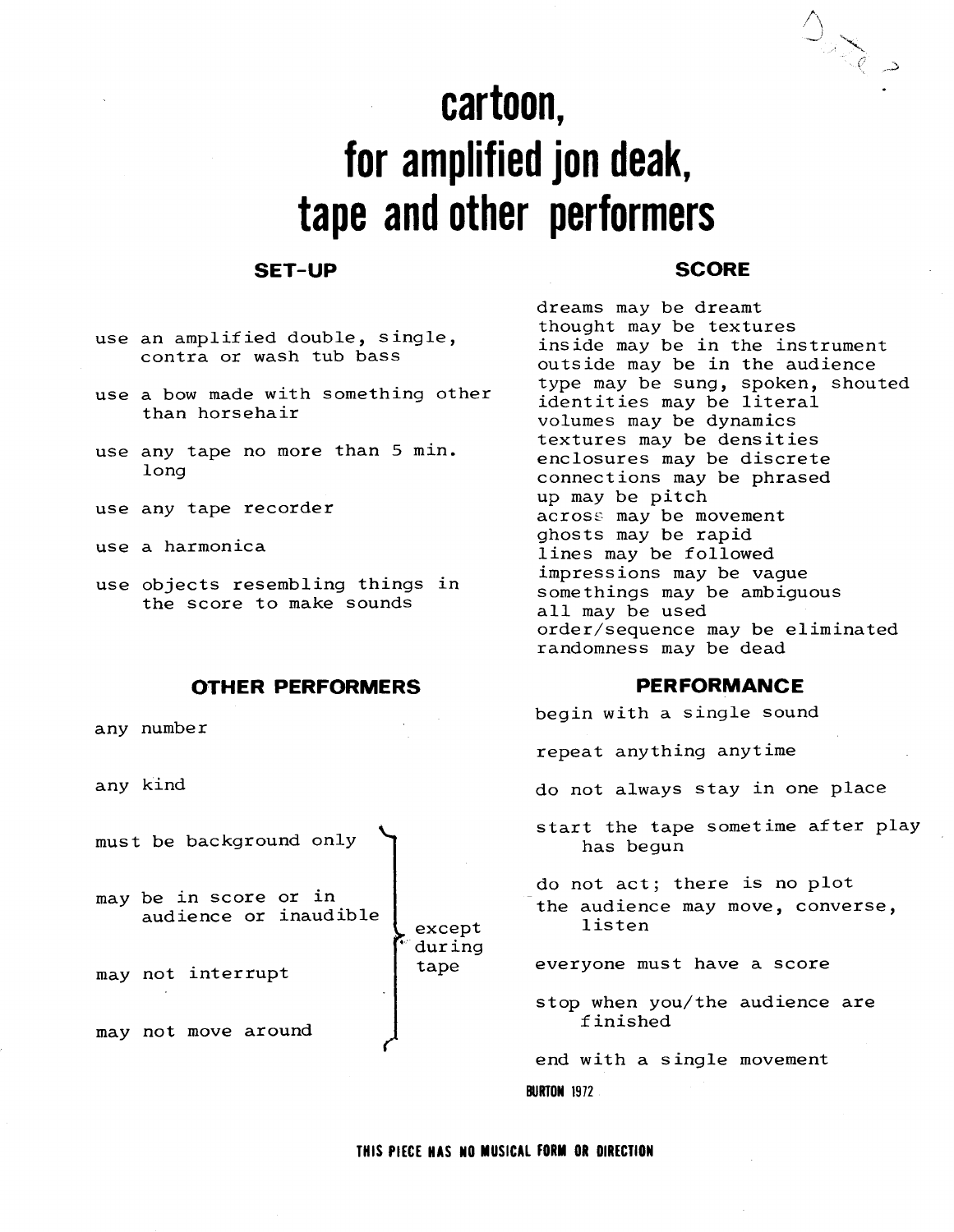# cartoon,
# for amplified jon deak,
# tape and other performers

## SET-UP

use an amplified double, single, contra or wash tub bass

use a bow made with something other than horsehair

use any tape no more than 5 min. long

use any tape recorder

use a harmonica

use objects resembling things in the score to make sounds

## OTHER PERFORMERS

any number

any kind

must be background only

may be in score or in audience or inaudible

may not interrupt

may not move around

(except during tape)

## SCORE

dreams may be dreamt
thought may be textures
inside may be in the instrument
outside may be in the audience
type may be sung, spoken, shouted
identities may be literal
volumes may be dynamics
textures may be densities
enclosures may be discrete
connections may be phrased
up may be pitch
across may be movement
ghosts may be rapid
lines may be followed
impressions may be vague
somethings may be ambiguous
all may be used
order/sequence may be eliminated
randomness may be dead

## PERFORMANCE

begin with a single sound

repeat anything anytime

do not always stay in one place

start the tape sometime after play has begun

do not act; there is no plot

the audience may move, converse, listen

everyone must have a score

stop when you/the audience are finished

end with a single movement

BURTON 1972

**THIS PIECE HAS NO MUSICAL FORM OR DIRECTION**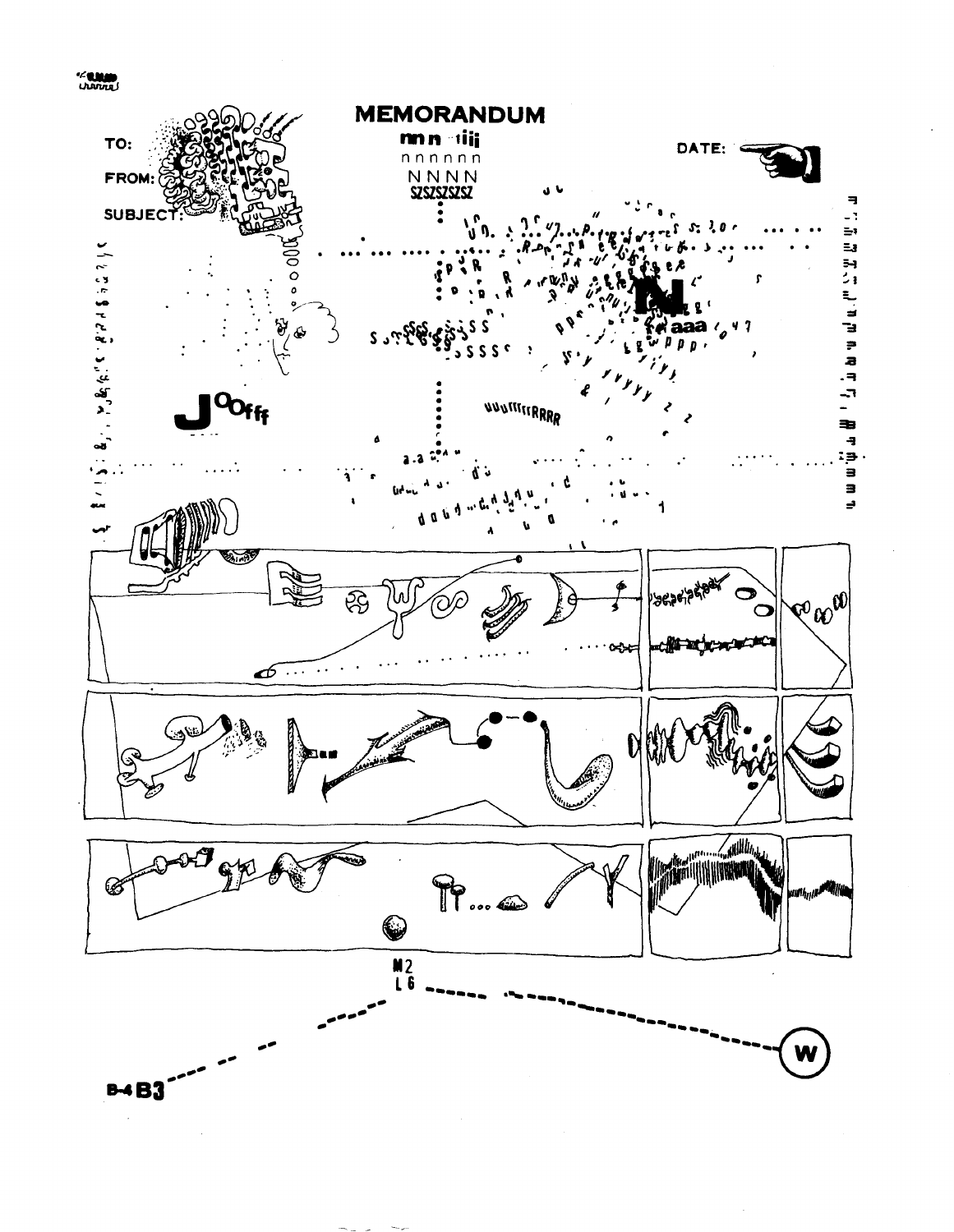# MEMORANDUM

TO:

FROM:

SUBJECT:

DATE:

mn n iiij

nnnnnn

NNNN

SZSZSZSZ

J OOfff

uuurrrrRRRR

M2

L6

B-4 B3

W